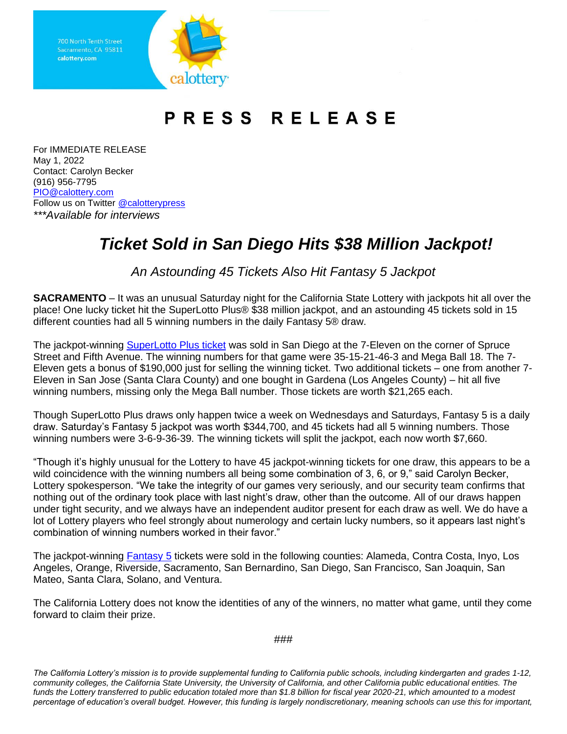700 North Tenth Street
Sacramento, CA 95811
calottery.com

calottery

# PRESS RELEASE

For IMMEDIATE RELEASE
May 1, 2022
Contact: Carolyn Becker
(916) 956-7795
PIO@calottery.com
Follow us on Twitter @calotterypress
****Available for interviews*

## *Ticket Sold in San Diego Hits $38 Million Jackpot!*

*An Astounding 45 Tickets Also Hit Fantasy 5 Jackpot*

**SACRAMENTO** – It was an unusual Saturday night for the California State Lottery with jackpots hit all over the place! One lucky ticket hit the SuperLotto Plus® $38 million jackpot, and an astounding 45 tickets sold in 15 different counties had all 5 winning numbers in the daily Fantasy 5® draw.

The jackpot-winning SuperLotto Plus ticket was sold in San Diego at the 7-Eleven on the corner of Spruce Street and Fifth Avenue. The winning numbers for that game were 35-15-21-46-3 and Mega Ball 18. The 7-Eleven gets a bonus of $190,000 just for selling the winning ticket. Two additional tickets – one from another 7-Eleven in San Jose (Santa Clara County) and one bought in Gardena (Los Angeles County) – hit all five winning numbers, missing only the Mega Ball number. Those tickets are worth $21,265 each.

Though SuperLotto Plus draws only happen twice a week on Wednesdays and Saturdays, Fantasy 5 is a daily draw. Saturday's Fantasy 5 jackpot was worth $344,700, and 45 tickets had all 5 winning numbers. Those winning numbers were 3-6-9-36-39. The winning tickets will split the jackpot, each now worth $7,660.

"Though it's highly unusual for the Lottery to have 45 jackpot-winning tickets for one draw, this appears to be a wild coincidence with the winning numbers all being some combination of 3, 6, or 9," said Carolyn Becker, Lottery spokesperson. "We take the integrity of our games very seriously, and our security team confirms that nothing out of the ordinary took place with last night's draw, other than the outcome. All of our draws happen under tight security, and we always have an independent auditor present for each draw as well. We do have a lot of Lottery players who feel strongly about numerology and certain lucky numbers, so it appears last night's combination of winning numbers worked in their favor."

The jackpot-winning Fantasy 5 tickets were sold in the following counties: Alameda, Contra Costa, Inyo, Los Angeles, Orange, Riverside, Sacramento, San Bernardino, San Diego, San Francisco, San Joaquin, San Mateo, Santa Clara, Solano, and Ventura.

The California Lottery does not know the identities of any of the winners, no matter what game, until they come forward to claim their prize.

###

*The California Lottery's mission is to provide supplemental funding to California public schools, including kindergarten and grades 1-12, community colleges, the California State University, the University of California, and other California public educational entities. The funds the Lottery transferred to public education totaled more than $1.8 billion for fiscal year 2020-21, which amounted to a modest percentage of education's overall budget. However, this funding is largely nondiscretionary, meaning schools can use this for important,*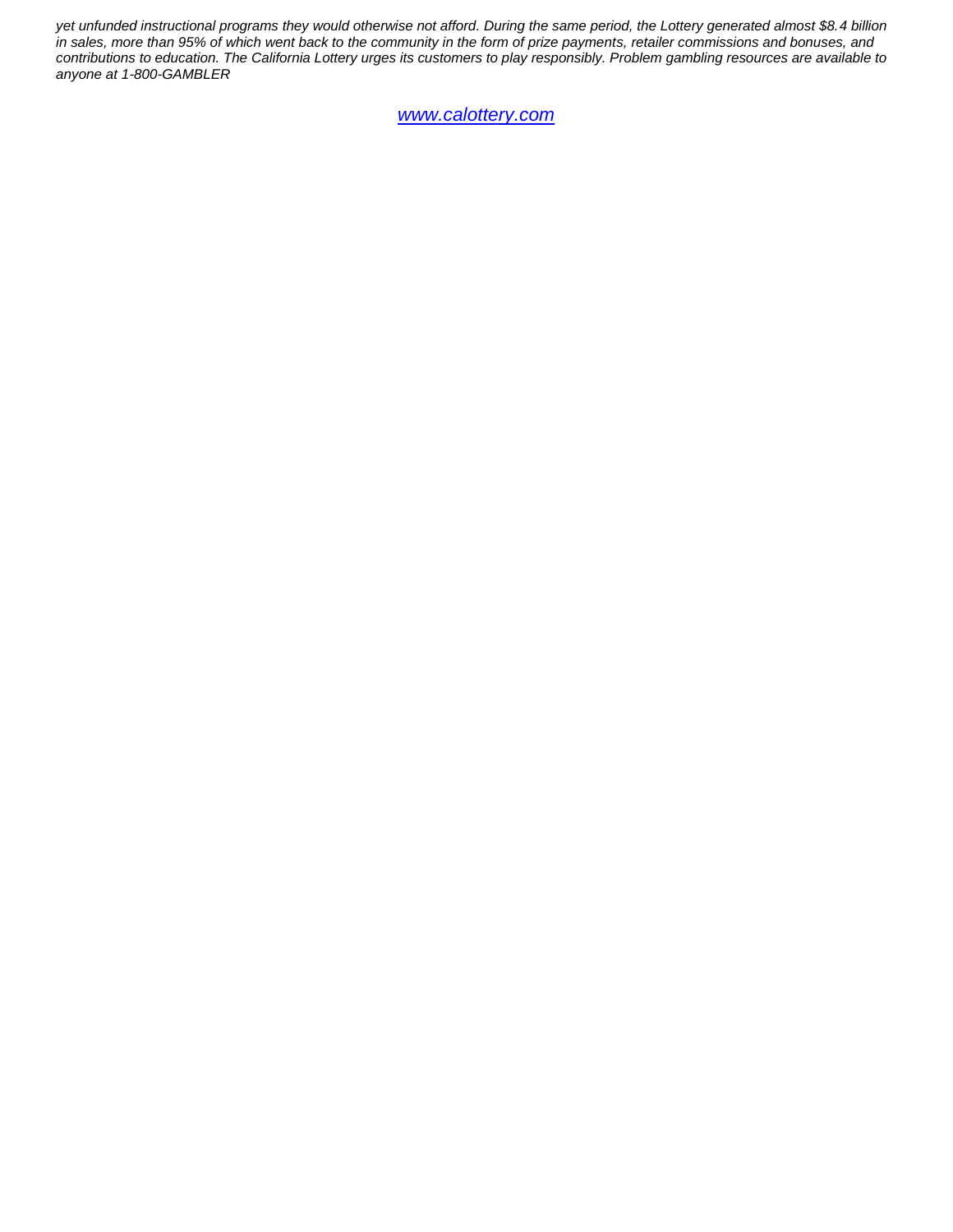*yet unfunded instructional programs they would otherwise not afford. During the same period, the Lottery generated almost $8.4 billion in sales, more than 95% of which went back to the community in the form of prize payments, retailer commissions and bonuses, and contributions to education. The California Lottery urges its customers to play responsibly. Problem gambling resources are available to anyone at 1-800-GAMBLER*

[*www.calottery.com*](http://www.calottery.com)